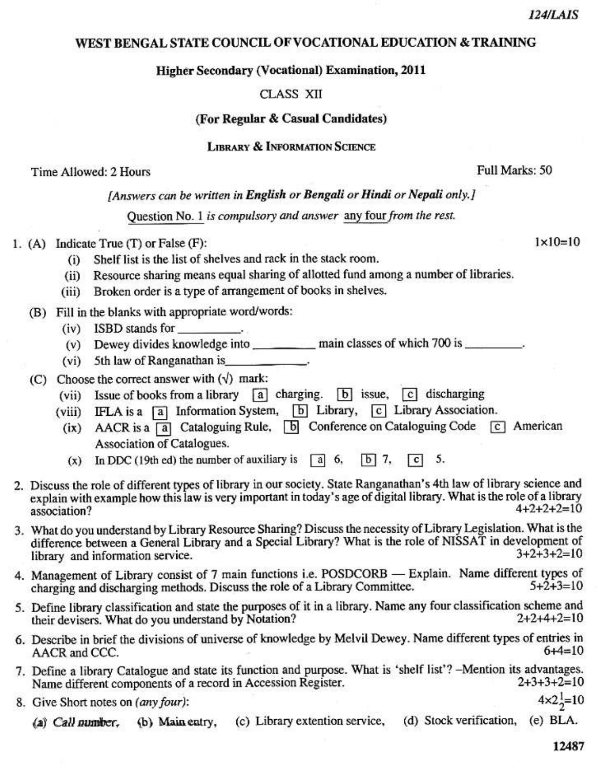124/LAIS

# WEST BENGAL STATE COUNCIL OF VOCATIONAL EDUCATION & TRAINING

## Higher Secondary (Vocational) Examination, 2011

CLASS XII

**(For Regular & Casual Candidates)**

### LIBRARY & INFORMATION SCIENCE

Time Allowed: 2 Hours | Full Marks: 50

*[Answers can be written in **English** or **Bengali** or **Hindi** or **Nepali** only.]*

Question No. 1 *is compulsory and answer* any four *from the rest.*

1. (A) Indicate True (T) or False (F): $1\times10=10$
   - (i) Shelf list is the list of shelves and rack in the stack room.
   - (ii) Resource sharing means equal sharing of allotted fund among a number of libraries.
   - (iii) Broken order is a type of arrangement of books in shelves.

   (B) Fill in the blanks with appropriate word/words:
   - (iv) ISBD stands for __________.
   - (v) Dewey divides knowledge into ________ main classes of which 700 is ________.
   - (vi) 5th law of Ranganathan is____________.

   (C) Choose the correct answer with (√) mark:
   - (vii) Issue of books from a library [a] charging. [b] issue, [c] discharging
   - (viii) IFLA is a [a] Information System, [b] Library, [c] Library Association.
   - (ix) AACR is a [a] Cataloguing Rule, [b] Conference on Cataloguing Code [c] American Association of Catalogues.
   - (x) In DDC (19th ed) the number of auxiliary is [a] 6, [b] 7, [c] 5.

2. Discuss the role of different types of library in our society. State Ranganathan's 4th law of library science and explain with example how this law is very important in today's age of digital library. What is the role of a library association? $4+2+2+2=10$

3. What do you understand by Library Resource Sharing? Discuss the necessity of Library Legislation. What is the difference between a General Library and a Special Library? What is the role of NISSAT in development of library and information service. $3+2+3+2=10$

4. Management of Library consist of 7 main functions i.e. POSDCORB — Explain. Name different types of charging and discharging methods. Discuss the role of a Library Committee. $5+2+3=10$

5. Define library classification and state the purposes of it in a library. Name any four classification scheme and their devisers. What do you understand by Notation? $2+2+4+2=10$

6. Describe in brief the divisions of universe of knowledge by Melvil Dewey. Name different types of entries in AACR and CCC. $6+4=10$

7. Define a library Catalogue and state its function and purpose. What is 'shelf list'? –Mention its advantages. Name different components of a record in Accession Register. $2+3+3+2=10$

8. Give Short notes on *(any four)*: $4\times2\frac{1}{2}=10$

   (a) Call number, (b) Main entry, (c) Library extention service, (d) Stock verification, (e) BLA.

12487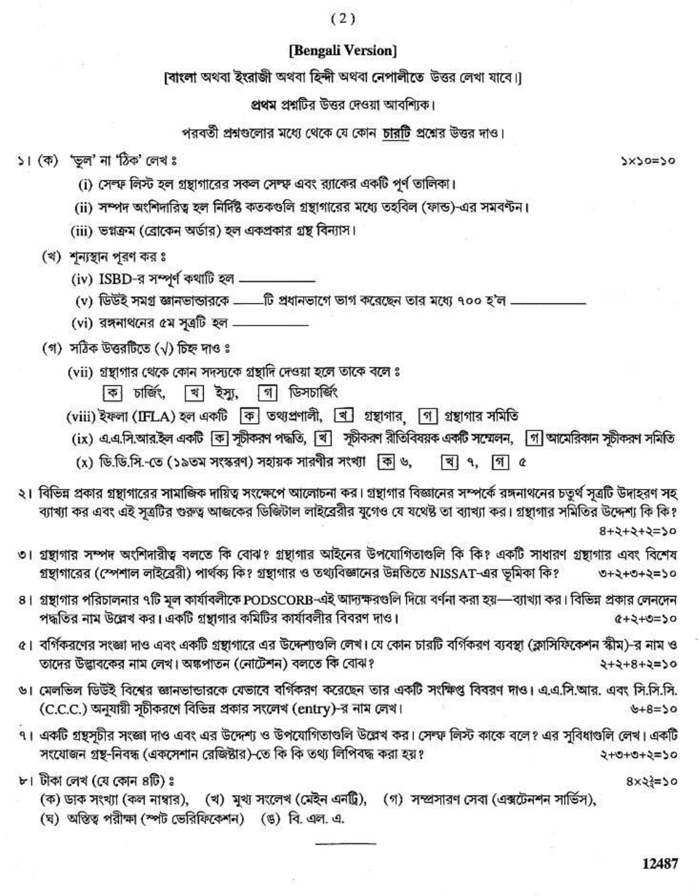## [Bengali Version]

[বাংলা অথবা ইংরাজী অথবা হিন্দী অথবা নেপালীতে উত্তর লেখা যাবে।]

**প্রথম** প্রশ্নটির উত্তর দেওয়া আবশ্যিক।

পরবর্তী প্রশ্নগুলোর মধ্যে থেকে যে কোন চারটি প্রশ্নের উত্তর দাও।

১। (ক) 'ভুল' না 'ঠিক' লেখ ঃ                                                                                                   ১×১০=১০

(i) সেল্ফ লিস্ট হল গ্রন্থাগারের সকল সেল্ফ এবং র‍্যাকের একটি পূর্ণ তালিকা।

(ii) সম্পদ অংশিদারিত্ব হল নির্দিষ্ট কতকগুলি গ্রন্থাগারের মধ্যে তহবিল (ফান্ড)-এর সমবন্টন।

(iii) ভগ্নক্রম (ব্রোকেন অর্ডার) হল একপ্রকার গ্রন্থ বিন্যাস।

(খ) শূন্যস্থান পূরণ কর ঃ

(iv) ISBD-র সম্পূর্ণ কথাটি হল ________

(v) ডিউই সমগ্র জ্ঞানভান্ডারকে ____টি প্রধানভাগে ভাগ করেছেন তার মধ্যে ৭০০ হ'ল ________

(vi) রঙ্গনাথনের ৫ম সূত্রটি হল ________

(গ) সঠিক উত্তরটিতে (√) চিহ্ন দাও ঃ

(vii) গ্রন্থাগার থেকে কোন সদস্যকে গ্রন্থাদি দেওয়া হলে তাকে বলে ঃ

[ক] চার্জিং, [খ] ইস্যু, [গ] ডিসচার্জিং

(viii) ইফলা (IFLA) হল একটি [ক] তথ্যপ্রণালী, [খ] গ্রন্থাগার, [গ] গ্রন্থাগার সমিতি

(ix) এ.এ.সি.আর.ইল একটি [ক] সূচীকরণ পদ্ধতি, [খ] সূচীকরণ রীতিবিষয়ক একটি সম্মেলন, [গ] আমেরিকান সূচীকরণ সমিতি

(x) ডি.ডি.সি.-তে (১৯তম সংস্করণ) সহায়ক সারণীর সংখ্যা [ক] ৬, [খ] ৭, [গ] ৫

২। বিভিন্ন প্রকার গ্রন্থাগারের সামাজিক দায়িত্ব সংক্ষেপে আলোচনা কর। গ্রন্থাগার বিজ্ঞানের সম্পর্কে রঙ্গনাথনের চতুর্থ সূত্রটি উদাহরণ সহ ব্যাখ্যা কর এবং এই সূত্রটির গুরুত্ব আজকের ডিজিটাল লাইব্রেরীর যুগেও যে যথেষ্ট তা ব্যাখ্যা কর। গ্রন্থাগার সমিতির উদ্দেশ্য কি কি?                                                                                                   ৪+২+২+২=১০

৩। গ্রন্থাগার সম্পদ অংশিদারীত্ব বলতে কি বোঝ? গ্রন্থাগার আইনের উপযোগিতাগুলি কি কি? একটি সাধারণ গ্রন্থাগার এবং বিশেষ গ্রন্থাগারের (স্পেশাল লাইব্রেরী) পার্থক্য কি? গ্রন্থাগার ও তথ্যবিজ্ঞানের উন্নতিতে NISSAT-এর ভূমিকা কি?          ৩+২+৩+২=১০

৪। গ্রন্থাগার পরিচালনার ৭টি মূল কার্যাবলীকে PODSCORB-এই আদ্যক্ষরগুলি দিয়ে বর্ণনা করা হয়—ব্যাখ্যা কর। বিভিন্ন প্রকার লেনদেন পদ্ধতির নাম উল্লেখ কর। একটি গ্রন্থাগার কমিটির কার্যাবলীর বিবরণ দাও।                                             ৫+২+৩=১০

৫। বর্গিকরণের সংজ্ঞা দাও এবং একটি গ্রন্থাগারে এর উদ্দেশ্যগুলি লেখ। যে কোন চারটি বর্গিকরণ ব্যবস্থা (ক্লাসিফিকেশন স্কীম)-র নাম ও তাদের উদ্ভাবকের নাম লেখ। অঙ্কপাতন (নোটেশন) বলতে কি বোঝ?                                             ২+২+৪+২=১০

৬। মেলভিল ডিউই বিশ্বের জ্ঞানভান্ডারকে যেভাবে বর্গিকরণ করেছেন তার একটি সংক্ষিপ্ত বিবরণ দাও। এ.এ.সি.আর. এবং সি.সি.সি. (C.C.C.) অনুযায়ী সূচীকরণে বিভিন্ন প্রকার সংলেখ (entry)-র নাম লেখ।                                             ৬+৪=১০

৭। একটি গ্রন্থসূচীর সংজ্ঞা দাও এবং এর উদ্দেশ্য ও উপযোগিতাগুলি উল্লেখ কর। সেল্ফ লিস্ট কাকে বলে? এর সুবিধাগুলি লেখ। একটি সংযোজন গ্রন্থ-নিবন্ধ (একসেশান রেজিষ্টার)-তে কি কি তথ্য লিপিবদ্ধ করা হয়?                                             ২+৩+৩+২=১০

৮। টীকা লেখ (যে কোন ৪টি) ঃ                                                                                                   ৪×২½=১০

(ক) ডাক সংখ্যা (কল নাম্বার), (খ) মুখ্য সংলেখ (মেইন এনট্রি), (গ) সম্প্রসারণ সেবা (এক্সটেনশন সার্ভিস), (ঘ) অস্তিত্ব পরীক্ষা (স্পট ভেরিফিকেশন) (ঙ) বি. এল. এ.

12487